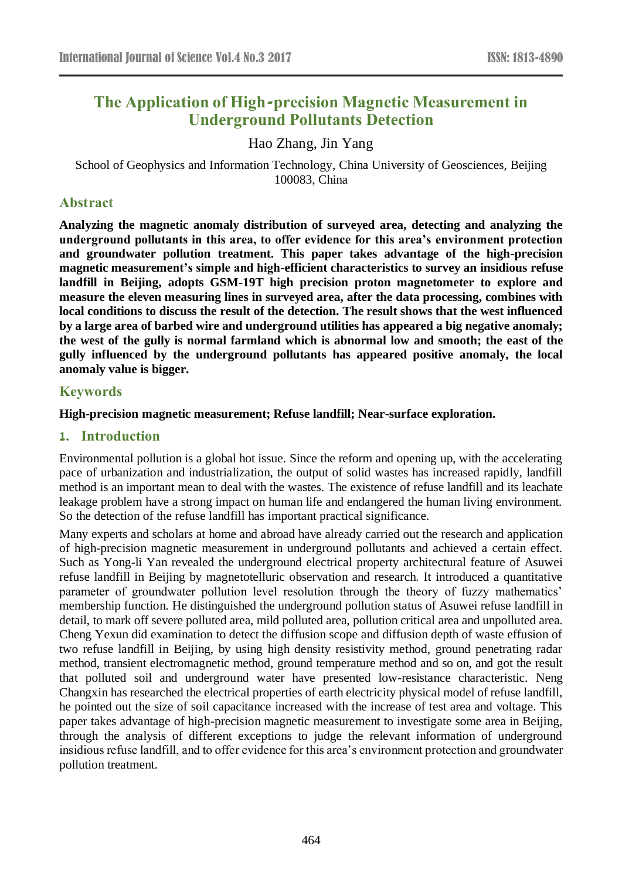# The Application of High-precision Magnetic Measurement in Underground Pollutants Detection

Hao Zhang, Jin Yang

School of Geophysics and Information Technology, China University of Geosciences, Beijing 100083, China

## Abstract

**Analyzing the magnetic anomaly distribution of surveyed area, detecting and analyzing the underground pollutants in this area, to offer evidence for this area's environment protection and groundwater pollution treatment. This paper takes advantage of the high-precision magnetic measurement's simple and high-efficient characteristics to survey an insidious refuse landfill in Beijing, adopts GSM-19T high precision proton magnetometer to explore and measure the eleven measuring lines in surveyed area, after the data processing, combines with local conditions to discuss the result of the detection. The result shows that the west influenced by a large area of barbed wire and underground utilities has appeared a big negative anomaly; the west of the gully is normal farmland which is abnormal low and smooth; the east of the gully influenced by the underground pollutants has appeared positive anomaly, the local anomaly value is bigger.**

## Keywords

**High-precision magnetic measurement; Refuse landfill; Near-surface exploration.**

## 1. Introduction

Environmental pollution is a global hot issue. Since the reform and opening up, with the accelerating pace of urbanization and industrialization, the output of solid wastes has increased rapidly, landfill method is an important mean to deal with the wastes. The existence of refuse landfill and its leachate leakage problem have a strong impact on human life and endangered the human living environment. So the detection of the refuse landfill has important practical significance.

Many experts and scholars at home and abroad have already carried out the research and application of high-precision magnetic measurement in underground pollutants and achieved a certain effect. Such as Yong-li Yan revealed the underground electrical property architectural feature of Asuwei refuse landfill in Beijing by magnetotelluric observation and research. It introduced a quantitative parameter of groundwater pollution level resolution through the theory of fuzzy mathematics' membership function. He distinguished the underground pollution status of Asuwei refuse landfill in detail, to mark off severe polluted area, mild polluted area, pollution critical area and unpolluted area. Cheng Yexun did examination to detect the diffusion scope and diffusion depth of waste effusion of two refuse landfill in Beijing, by using high density resistivity method, ground penetrating radar method, transient electromagnetic method, ground temperature method and so on, and got the result that polluted soil and underground water have presented low-resistance characteristic. Neng Changxin has researched the electrical properties of earth electricity physical model of refuse landfill, he pointed out the size of soil capacitance increased with the increase of test area and voltage. This paper takes advantage of high-precision magnetic measurement to investigate some area in Beijing, through the analysis of different exceptions to judge the relevant information of underground insidious refuse landfill, and to offer evidence for this area's environment protection and groundwater pollution treatment.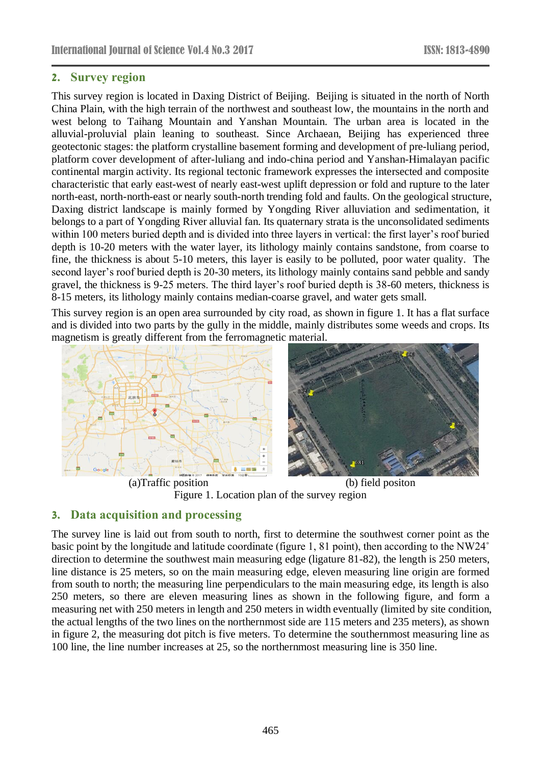## 2. Survey region

This survey region is located in Daxing District of Beijing. Beijing is situated in the north of North China Plain, with the high terrain of the northwest and southeast low, the mountains in the north and west belong to Taihang Mountain and Yanshan Mountain. The urban area is located in the alluvial-proluvial plain leaning to southeast. Since Archaean, Beijing has experienced three geotectonic stages: the platform crystalline basement forming and development of pre-luliang period, platform cover development of after-luliang and indo-china period and Yanshan-Himalayan pacific continental margin activity. Its regional tectonic framework expresses the intersected and composite characteristic that early east-west of nearly east-west uplift depression or fold and rupture to the later north-east, north-north-east or nearly south-north trending fold and faults. On the geological structure, Daxing district landscape is mainly formed by Yongding River alluviation and sedimentation, it belongs to a part of Yongding River alluvial fan. Its quaternary strata is the unconsolidated sediments within 100 meters buried depth and is divided into three layers in vertical: the first layer's roof buried depth is 10-20 meters with the water layer, its lithology mainly contains sandstone, from coarse to fine, the thickness is about 5-10 meters, this layer is easily to be polluted, poor water quality. The second layer's roof buried depth is 20-30 meters, its lithology mainly contains sand pebble and sandy gravel, the thickness is 9-25 meters. The third layer's roof buried depth is 38-60 meters, thickness is 8-15 meters, its lithology mainly contains median-coarse gravel, and water gets small.

This survey region is an open area surrounded by city road, as shown in figure 1. It has a flat surface and is divided into two parts by the gully in the middle, mainly distributes some weeds and crops. Its magnetism is greatly different from the ferromagnetic material.

(a)Traffic position (b) field positon

Figure 1. Location plan of the survey region

## 3. Data acquisition and processing

The survey line is laid out from south to north, first to determine the southwest corner point as the basic point by the longitude and latitude coordinate (figure 1, 81 point), then according to the NW24° direction to determine the southwest main measuring edge (ligature 81-82), the length is 250 meters, line distance is 25 meters, so on the main measuring edge, eleven measuring line origin are formed from south to north; the measuring line perpendiculars to the main measuring edge, its length is also 250 meters, so there are eleven measuring lines as shown in the following figure, and form a measuring net with 250 meters in length and 250 meters in width eventually (limited by site condition, the actual lengths of the two lines on the northernmost side are 115 meters and 235 meters), as shown in figure 2, the measuring dot pitch is five meters. To determine the southernmost measuring line as 100 line, the line number increases at 25, so the northernmost measuring line is 350 line.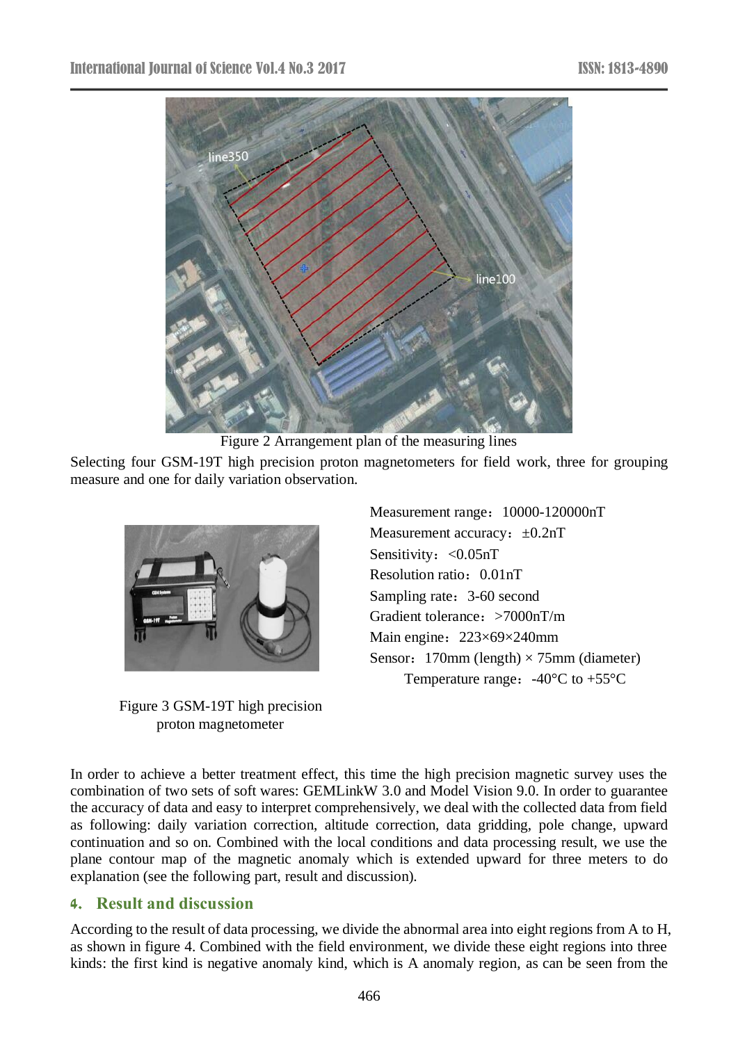Figure 2 Arrangement plan of the measuring lines

Selecting four GSM-19T high precision proton magnetometers for field work, three for grouping measure and one for daily variation observation.

Figure 3 GSM-19T high precision proton magnetometer

Measurement range：10000-120000nT
Measurement accuracy：±0.2nT
Sensitivity：<0.05nT
Resolution ratio：0.01nT
Sampling rate：3-60 second
Gradient tolerance：>7000nT/m
Main engine：223×69×240mm
Sensor：170mm (length) × 75mm (diameter)
Temperature range：-40°C to +55°C

In order to achieve a better treatment effect, this time the high precision magnetic survey uses the combination of two sets of soft wares: GEMLinkW 3.0 and Model Vision 9.0. In order to guarantee the accuracy of data and easy to interpret comprehensively, we deal with the collected data from field as following: daily variation correction, altitude correction, data gridding, pole change, upward continuation and so on. Combined with the local conditions and data processing result, we use the plane contour map of the magnetic anomaly which is extended upward for three meters to do explanation (see the following part, result and discussion).

## 4. Result and discussion

According to the result of data processing, we divide the abnormal area into eight regions from A to H, as shown in figure 4. Combined with the field environment, we divide these eight regions into three kinds: the first kind is negative anomaly kind, which is A anomaly region, as can be seen from the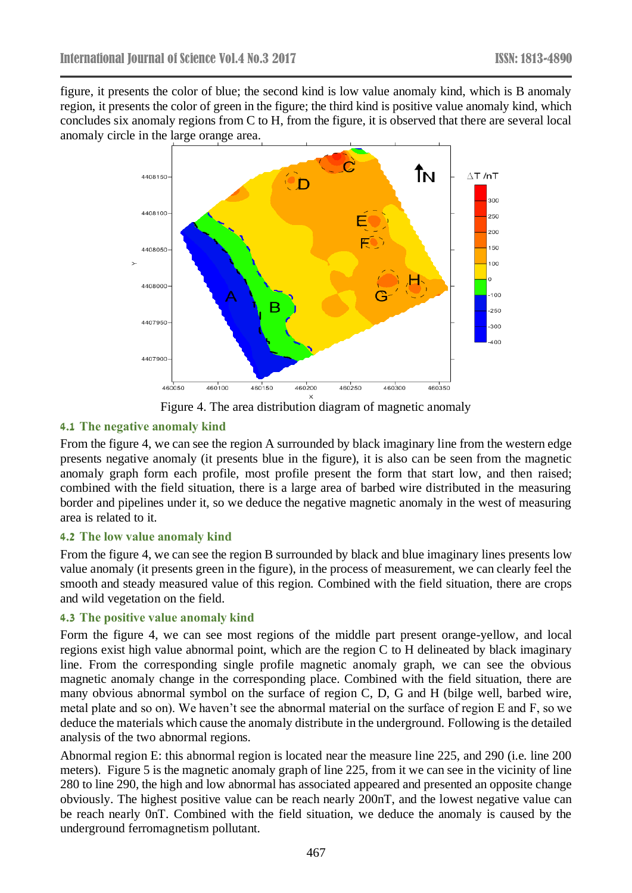figure, it presents the color of blue; the second kind is low value anomaly kind, which is B anomaly region, it presents the color of green in the figure; the third kind is positive value anomaly kind, which concludes six anomaly regions from C to H, from the figure, it is observed that there are several local anomaly circle in the large orange area.

Figure 4. The area distribution diagram of magnetic anomaly

### 4.1 The negative anomaly kind

From the figure 4, we can see the region A surrounded by black imaginary line from the western edge presents negative anomaly (it presents blue in the figure), it is also can be seen from the magnetic anomaly graph form each profile, most profile present the form that start low, and then raised; combined with the field situation, there is a large area of barbed wire distributed in the measuring border and pipelines under it, so we deduce the negative magnetic anomaly in the west of measuring area is related to it.

### 4.2 The low value anomaly kind

From the figure 4, we can see the region B surrounded by black and blue imaginary lines presents low value anomaly (it presents green in the figure), in the process of measurement, we can clearly feel the smooth and steady measured value of this region. Combined with the field situation, there are crops and wild vegetation on the field.

### 4.3 The positive value anomaly kind

Form the figure 4, we can see most regions of the middle part present orange-yellow, and local regions exist high value abnormal point, which are the region C to H delineated by black imaginary line. From the corresponding single profile magnetic anomaly graph, we can see the obvious magnetic anomaly change in the corresponding place. Combined with the field situation, there are many obvious abnormal symbol on the surface of region C, D, G and H (bilge well, barbed wire, metal plate and so on). We haven't see the abnormal material on the surface of region E and F, so we deduce the materials which cause the anomaly distribute in the underground. Following is the detailed analysis of the two abnormal regions.

Abnormal region E: this abnormal region is located near the measure line 225, and 290 (i.e. line 200 meters). Figure 5 is the magnetic anomaly graph of line 225, from it we can see in the vicinity of line 280 to line 290, the high and low abnormal has associated appeared and presented an opposite change obviously. The highest positive value can be reach nearly 200nT, and the lowest negative value can be reach nearly 0nT. Combined with the field situation, we deduce the anomaly is caused by the underground ferromagnetism pollutant.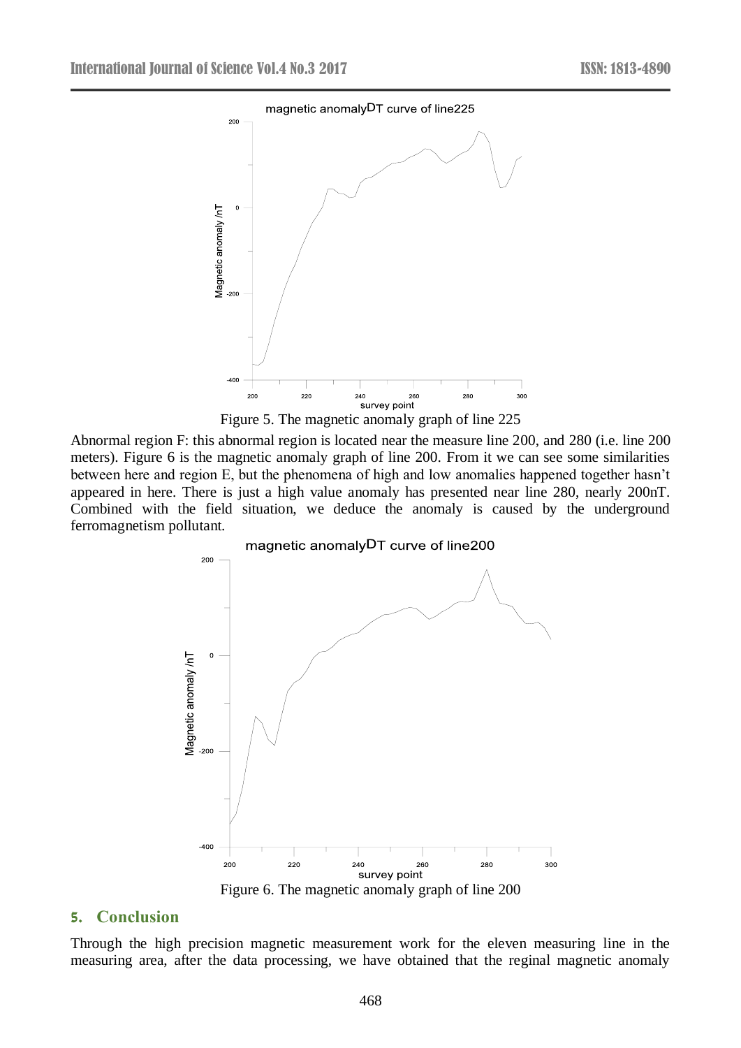Figure 5. The magnetic anomaly graph of line 225

Abnormal region F: this abnormal region is located near the measure line 200, and 280 (i.e. line 200 meters). Figure 6 is the magnetic anomaly graph of line 200. From it we can see some similarities between here and region E, but the phenomena of high and low anomalies happened together hasn't appeared in here. There is just a high value anomaly has presented near line 280, nearly 200nT. Combined with the field situation, we deduce the anomaly is caused by the underground ferromagnetism pollutant.

Figure 6. The magnetic anomaly graph of line 200

## 5. Conclusion

Through the high precision magnetic measurement work for the eleven measuring line in the measuring area, after the data processing, we have obtained that the reginal magnetic anomaly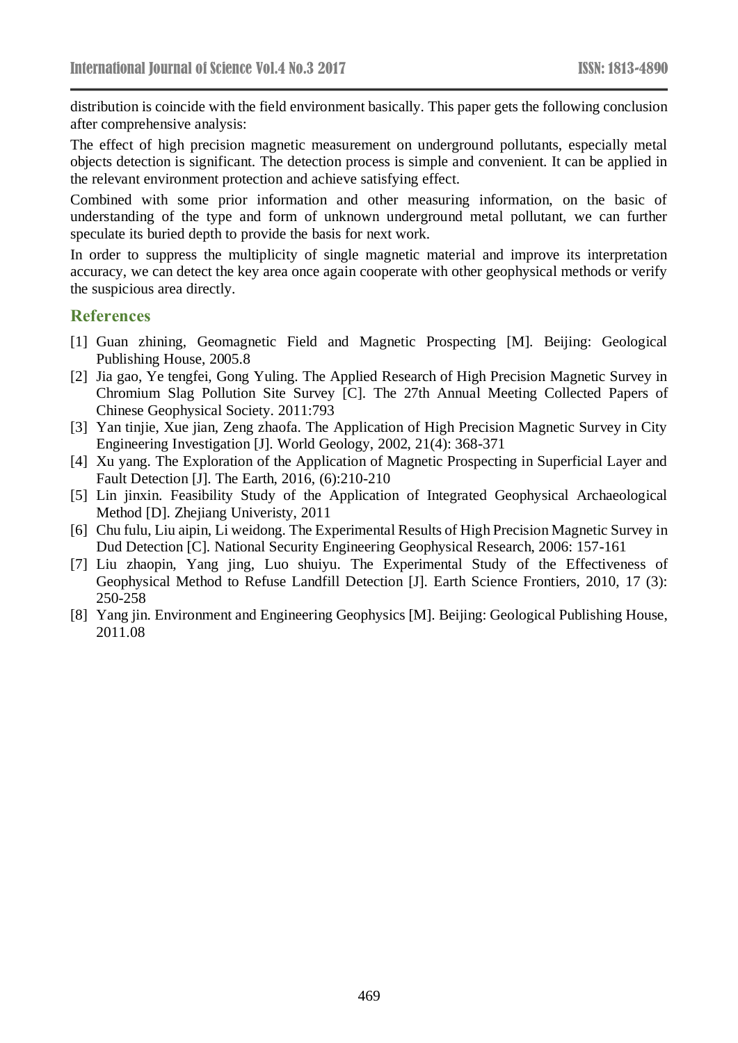distribution is coincide with the field environment basically. This paper gets the following conclusion after comprehensive analysis:

The effect of high precision magnetic measurement on underground pollutants, especially metal objects detection is significant. The detection process is simple and convenient. It can be applied in the relevant environment protection and achieve satisfying effect.

Combined with some prior information and other measuring information, on the basic of understanding of the type and form of unknown underground metal pollutant, we can further speculate its buried depth to provide the basis for next work.

In order to suppress the multiplicity of single magnetic material and improve its interpretation accuracy, we can detect the key area once again cooperate with other geophysical methods or verify the suspicious area directly.

## References

[1] Guan zhining, Geomagnetic Field and Magnetic Prospecting [M]. Beijing: Geological Publishing House, 2005.8

[2] Jia gao, Ye tengfei, Gong Yuling. The Applied Research of High Precision Magnetic Survey in Chromium Slag Pollution Site Survey [C]. The 27th Annual Meeting Collected Papers of Chinese Geophysical Society. 2011:793

[3] Yan tinjie, Xue jian, Zeng zhaofa. The Application of High Precision Magnetic Survey in City Engineering Investigation [J]. World Geology, 2002, 21(4): 368-371

[4] Xu yang. The Exploration of the Application of Magnetic Prospecting in Superficial Layer and Fault Detection [J]. The Earth, 2016, (6):210-210

[5] Lin jinxin. Feasibility Study of the Application of Integrated Geophysical Archaeological Method [D]. Zhejiang Univeristy, 2011

[6] Chu fulu, Liu aipin, Li weidong. The Experimental Results of High Precision Magnetic Survey in Dud Detection [C]. National Security Engineering Geophysical Research, 2006: 157-161

[7] Liu zhaopin, Yang jing, Luo shuiyu. The Experimental Study of the Effectiveness of Geophysical Method to Refuse Landfill Detection [J]. Earth Science Frontiers, 2010, 17 (3): 250-258

[8] Yang jin. Environment and Engineering Geophysics [M]. Beijing: Geological Publishing House, 2011.08